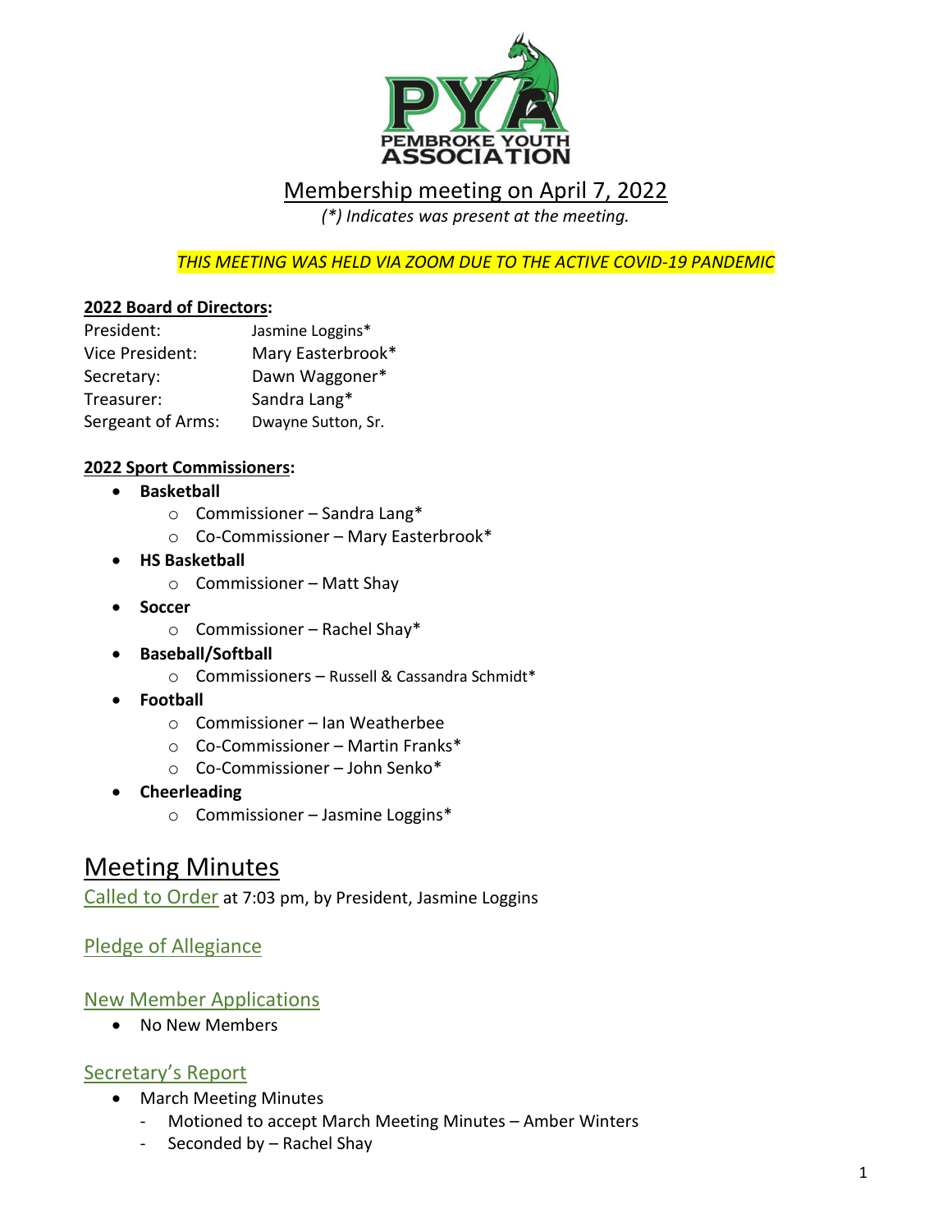# Membership meeting on April 7, 2022

*(*) Indicates was present at the meeting.*

*THIS MEETING WAS HELD VIA ZOOM DUE TO THE ACTIVE COVID-19 PANDEMIC*

**2022 Board of Directors:**

| | |
|---|---|
| President: | Jasmine Loggins* |
| Vice President: | Mary Easterbrook* |
| Secretary: | Dawn Waggoner* |
| Treasurer: | Sandra Lang* |
| Sergeant of Arms: | Dwayne Sutton, Sr. |

**2022 Sport Commissioners:**

- **Basketball**
  - Commissioner – Sandra Lang*
  - Co-Commissioner – Mary Easterbrook*
- **HS Basketball**
  - Commissioner – Matt Shay
- **Soccer**
  - Commissioner – Rachel Shay*
- **Baseball/Softball**
  - Commissioners – Russell & Cassandra Schmidt*
- **Football**
  - Commissioner – Ian Weatherbee
  - Co-Commissioner – Martin Franks*
  - Co-Commissioner – John Senko*
- **Cheerleading**
  - Commissioner – Jasmine Loggins*

# Meeting Minutes

## Called to Order at 7:03 pm, by President, Jasmine Loggins

## Pledge of Allegiance

## New Member Applications

- No New Members

## Secretary's Report

- March Meeting Minutes
  - Motioned to accept March Meeting Minutes – Amber Winters
  - Seconded by – Rachel Shay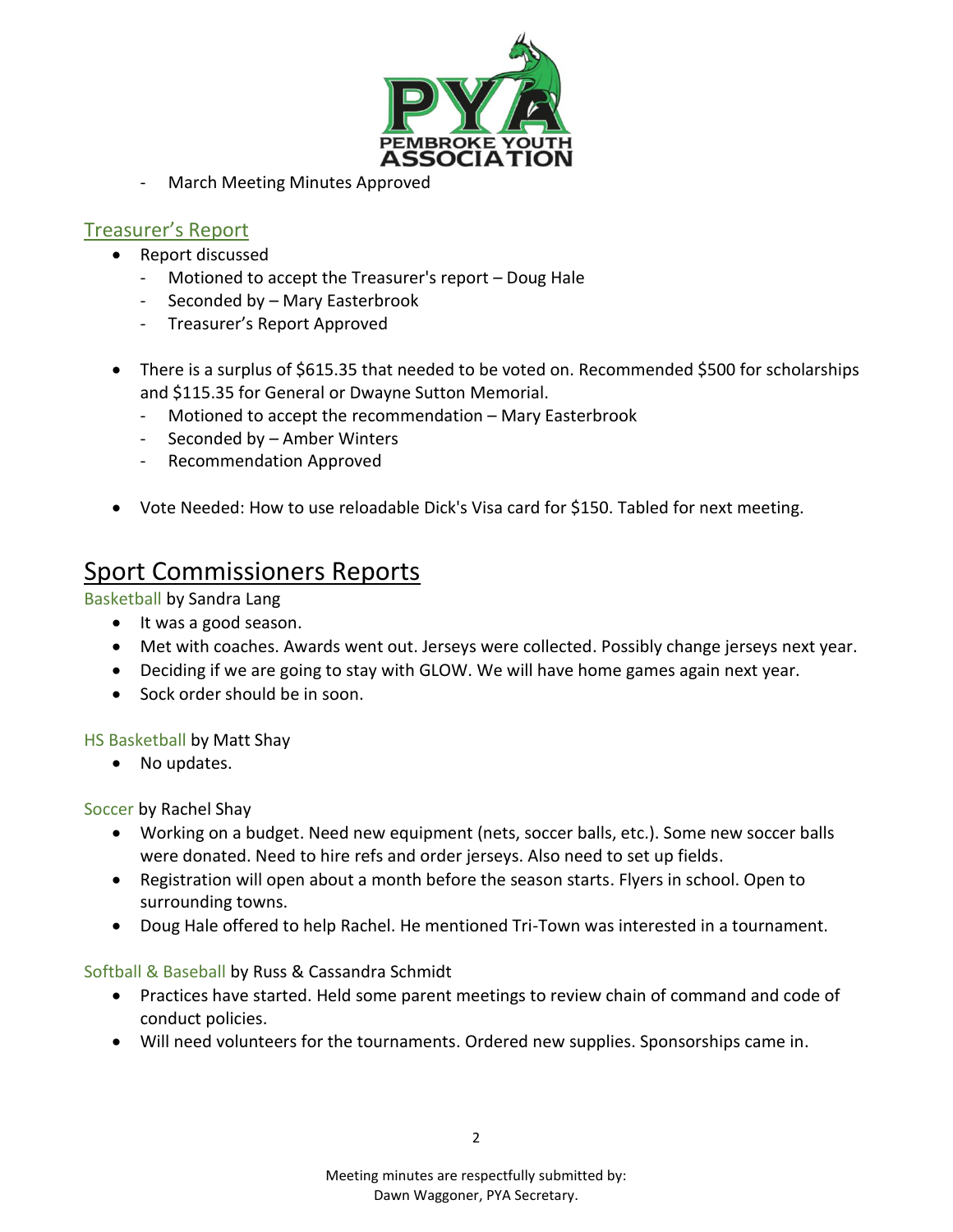- March Meeting Minutes Approved

## Treasurer's Report

- Report discussed
  - Motioned to accept the Treasurer's report – Doug Hale
  - Seconded by – Mary Easterbrook
  - Treasurer's Report Approved

- There is a surplus of $615.35 that needed to be voted on. Recommended $500 for scholarships and $115.35 for General or Dwayne Sutton Memorial.
  - Motioned to accept the recommendation – Mary Easterbrook
  - Seconded by – Amber Winters
  - Recommendation Approved

- Vote Needed: How to use reloadable Dick's Visa card for $150. Tabled for next meeting.

# Sport Commissioners Reports

### Basketball by Sandra Lang

- It was a good season.
- Met with coaches. Awards went out. Jerseys were collected. Possibly change jerseys next year.
- Deciding if we are going to stay with GLOW. We will have home games again next year.
- Sock order should be in soon.

### HS Basketball by Matt Shay

- No updates.

### Soccer by Rachel Shay

- Working on a budget. Need new equipment (nets, soccer balls, etc.). Some new soccer balls were donated. Need to hire refs and order jerseys. Also need to set up fields.
- Registration will open about a month before the season starts. Flyers in school. Open to surrounding towns.
- Doug Hale offered to help Rachel. He mentioned Tri-Town was interested in a tournament.

### Softball & Baseball by Russ & Cassandra Schmidt

- Practices have started. Held some parent meetings to review chain of command and code of conduct policies.
- Will need volunteers for the tournaments. Ordered new supplies. Sponsorships came in.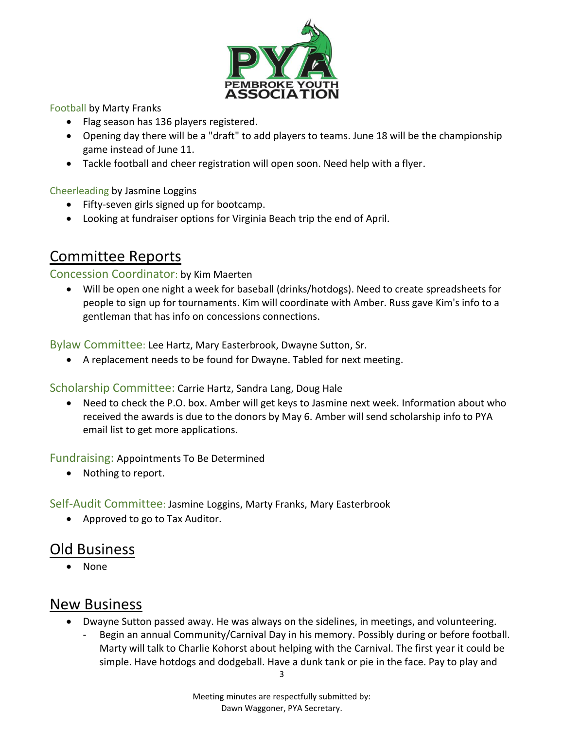Football by Marty Franks

- Flag season has 136 players registered.
- Opening day there will be a "draft" to add players to teams. June 18 will be the championship game instead of June 11.
- Tackle football and cheer registration will open soon. Need help with a flyer.

Cheerleading by Jasmine Loggins

- Fifty-seven girls signed up for bootcamp.
- Looking at fundraiser options for Virginia Beach trip the end of April.

## Committee Reports

### Concession Coordinator: by Kim Maerten

- Will be open one night a week for baseball (drinks/hotdogs). Need to create spreadsheets for people to sign up for tournaments. Kim will coordinate with Amber. Russ gave Kim's info to a gentleman that has info on concessions connections.

### Bylaw Committee: Lee Hartz, Mary Easterbrook, Dwayne Sutton, Sr.

- A replacement needs to be found for Dwayne. Tabled for next meeting.

### Scholarship Committee: Carrie Hartz, Sandra Lang, Doug Hale

- Need to check the P.O. box. Amber will get keys to Jasmine next week. Information about who received the awards is due to the donors by May 6. Amber will send scholarship info to PYA email list to get more applications.

### Fundraising: Appointments To Be Determined

- Nothing to report.

### Self-Audit Committee: Jasmine Loggins, Marty Franks, Mary Easterbrook

- Approved to go to Tax Auditor.

## Old Business

- None

## New Business

- Dwayne Sutton passed away. He was always on the sidelines, in meetings, and volunteering.
  - Begin an annual Community/Carnival Day in his memory. Possibly during or before football. Marty will talk to Charlie Kohorst about helping with the Carnival. The first year it could be simple. Have hotdogs and dodgeball. Have a dunk tank or pie in the face. Pay to play and

Meeting minutes are respectfully submitted by:
Dawn Waggoner, PYA Secretary.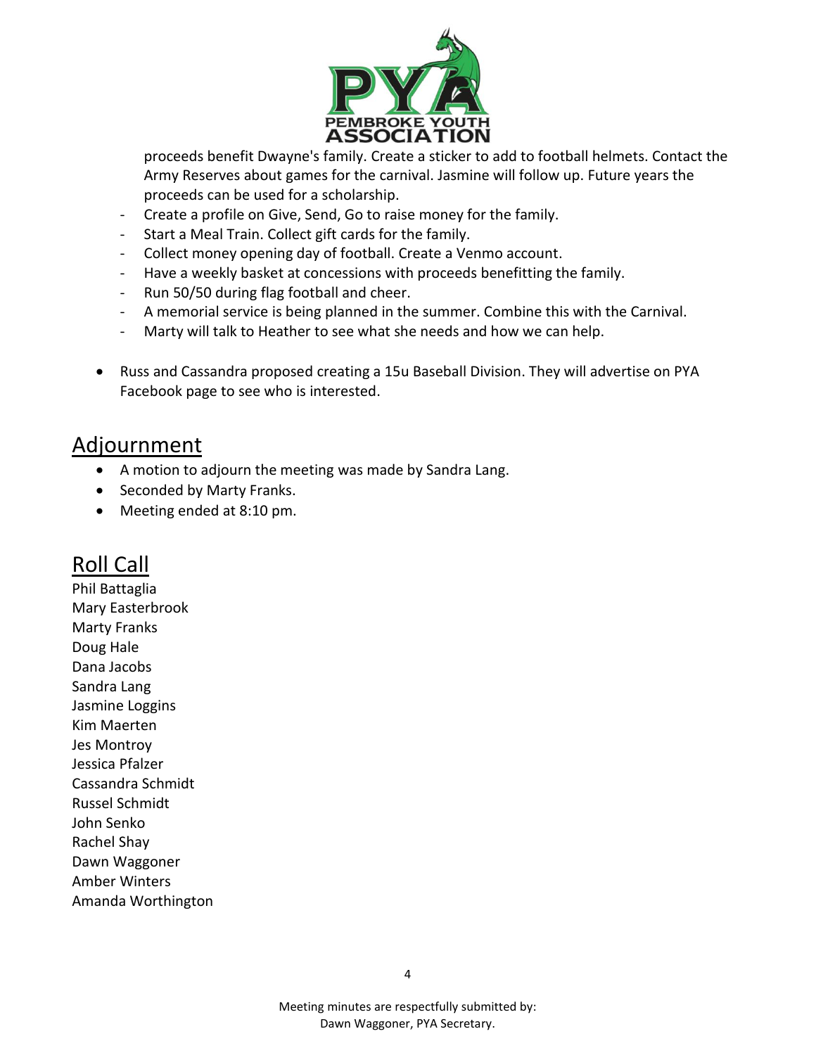proceeds benefit Dwayne's family. Create a sticker to add to football helmets. Contact the Army Reserves about games for the carnival. Jasmine will follow up. Future years the proceeds can be used for a scholarship.

- Create a profile on Give, Send, Go to raise money for the family.
- Start a Meal Train. Collect gift cards for the family.
- Collect money opening day of football. Create a Venmo account.
- Have a weekly basket at concessions with proceeds benefitting the family.
- Run 50/50 during flag football and cheer.
- A memorial service is being planned in the summer. Combine this with the Carnival.
- Marty will talk to Heather to see what she needs and how we can help.

- Russ and Cassandra proposed creating a 15u Baseball Division. They will advertise on PYA Facebook page to see who is interested.

## Adjournment

- A motion to adjourn the meeting was made by Sandra Lang.
- Seconded by Marty Franks.
- Meeting ended at 8:10 pm.

## Roll Call

Phil Battaglia
Mary Easterbrook
Marty Franks
Doug Hale
Dana Jacobs
Sandra Lang
Jasmine Loggins
Kim Maerten
Jes Montroy
Jessica Pfalzer
Cassandra Schmidt
Russel Schmidt
John Senko
Rachel Shay
Dawn Waggoner
Amber Winters
Amanda Worthington

Meeting minutes are respectfully submitted by:
Dawn Waggoner, PYA Secretary.